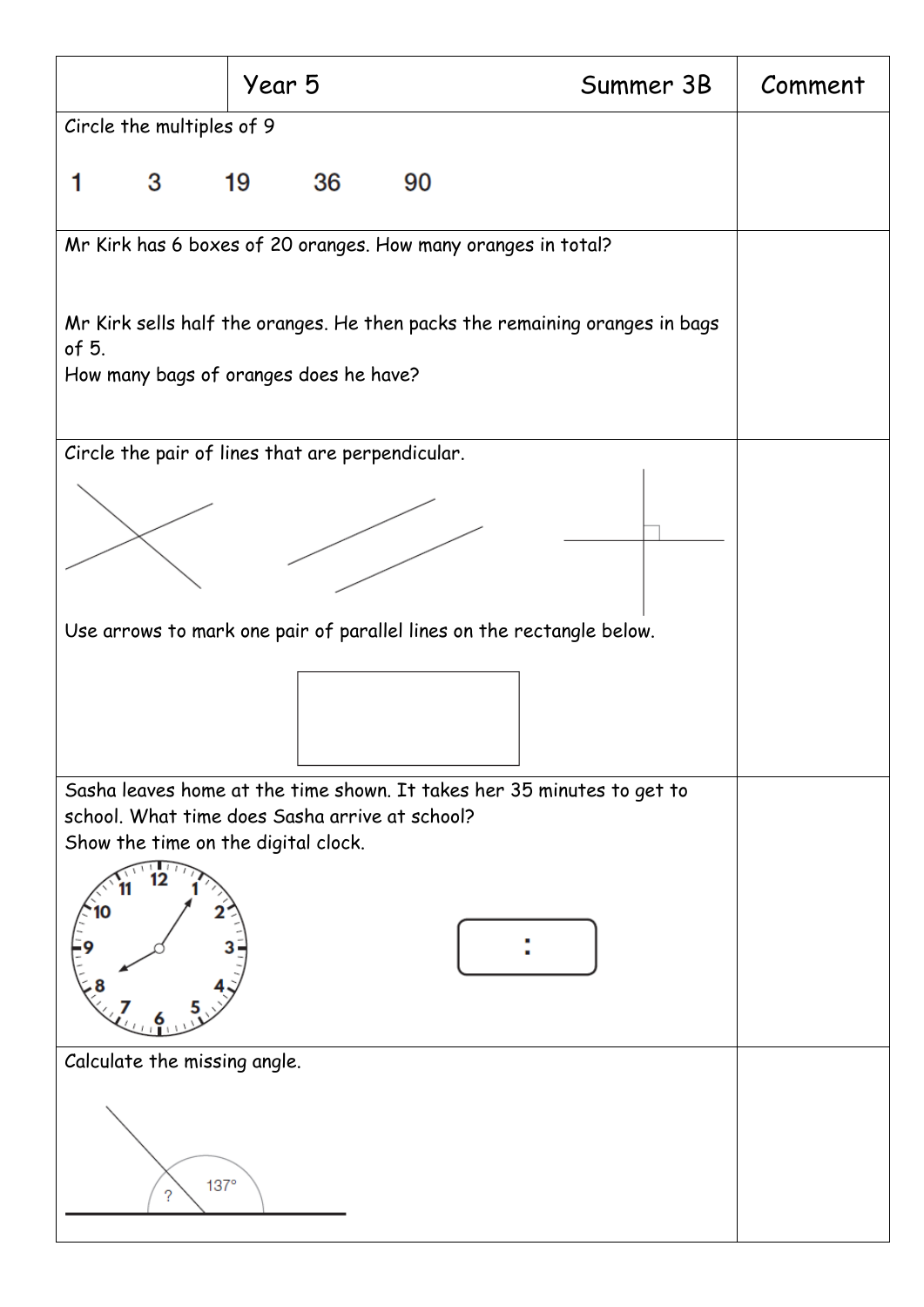| | Year 5 Summer 3B | Comment |
|---|---|---|
| Circle the multiples of 9<br><br>1 3 19 36 90 | | |
| Mr Kirk has 6 boxes of 20 oranges. How many oranges in total?<br><br>Mr Kirk sells half the oranges. He then packs the remaining oranges in bags of 5.<br>How many bags of oranges does he have? | | |
| Circle the pair of lines that are perpendicular.<br><br>Use arrows to mark one pair of parallel lines on the rectangle below. | | |
| Sasha leaves home at the time shown. It takes her 35 minutes to get to school. What time does Sasha arrive at school?<br>Show the time on the digital clock.<br><br>: | | |
| Calculate the missing angle.<br><br>? 137° | | |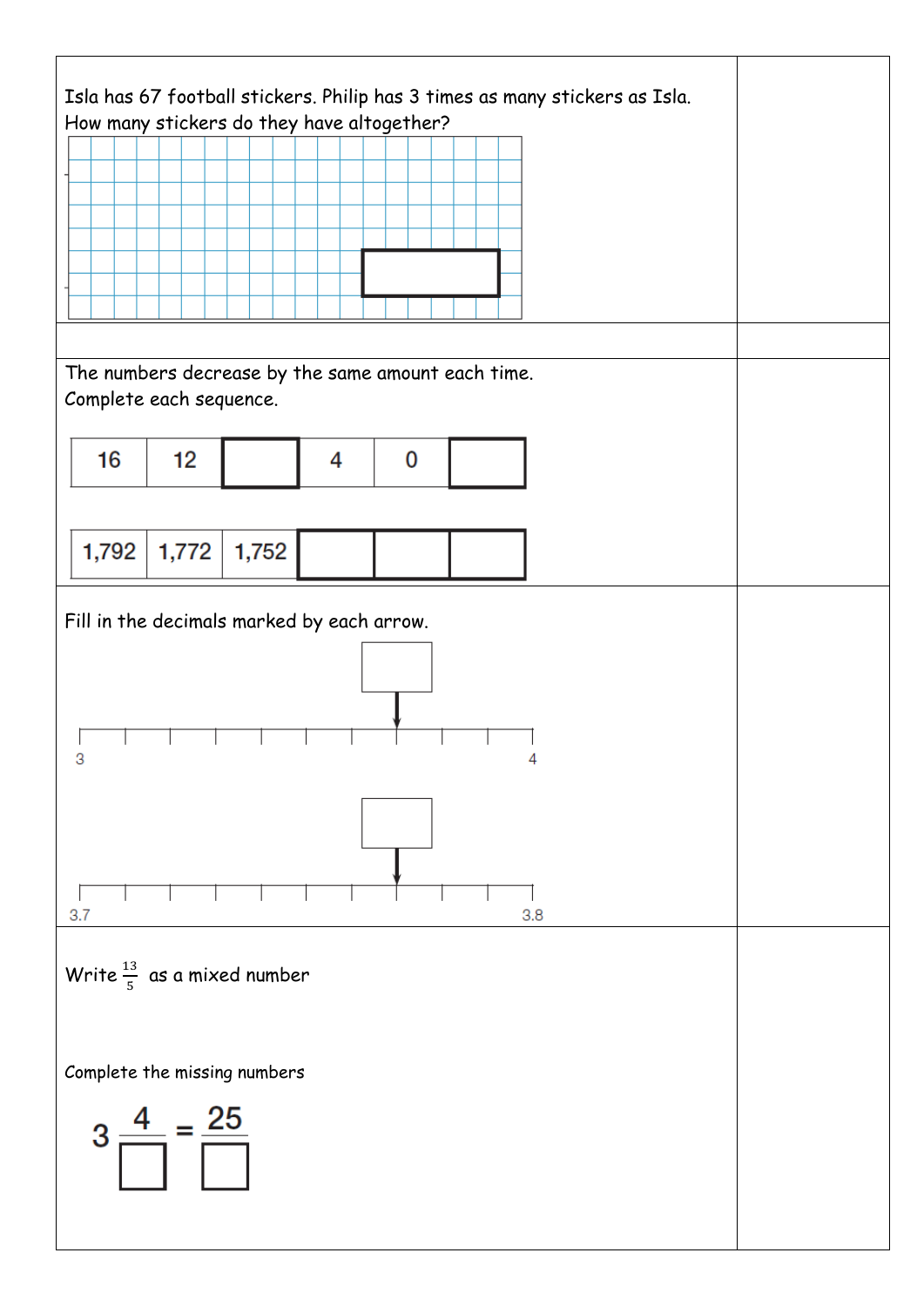Isla has 67 football stickers. Philip has 3 times as many stickers as Isla.
How many stickers do they have altogether?

The numbers decrease by the same amount each time.
Complete each sequence.

| 16 | 12 | | 4 | 0 | |
|---|---|---|---|---|---|

| 1,792 | 1,772 | 1,752 | | | |
|---|---|---|---|---|---|

Fill in the decimals marked by each arrow.

3 — 4

3.7 — 3.8

Write $\frac{13}{5}$ as a mixed number

Complete the missing numbers

$$3\frac{4}{\square} = \frac{25}{\square}$$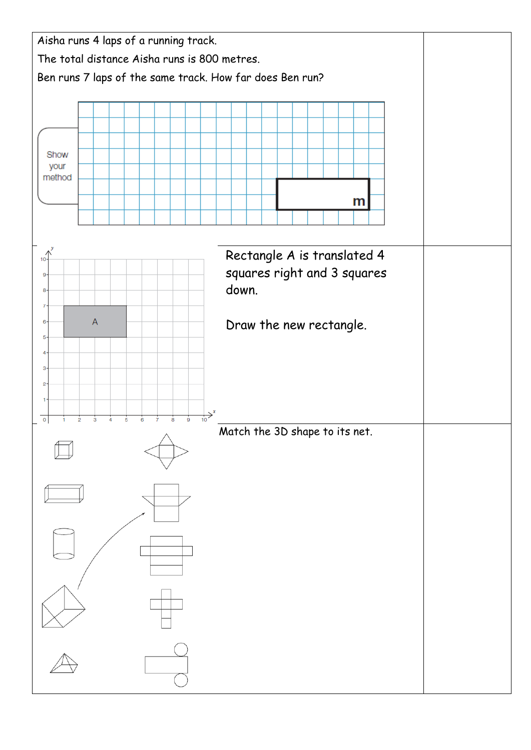Aisha runs 4 laps of a running track.

The total distance Aisha runs is 800 metres.

Ben runs 7 laps of the same track. How far does Ben run?

Show your method

m

y

10
9
8
7
6
5
4
3
2
1
0

1 2 3 4 5 6 7 8 9 10

x

A

Rectangle A is translated 4 squares right and 3 squares down.

Draw the new rectangle.

Match the 3D shape to its net.